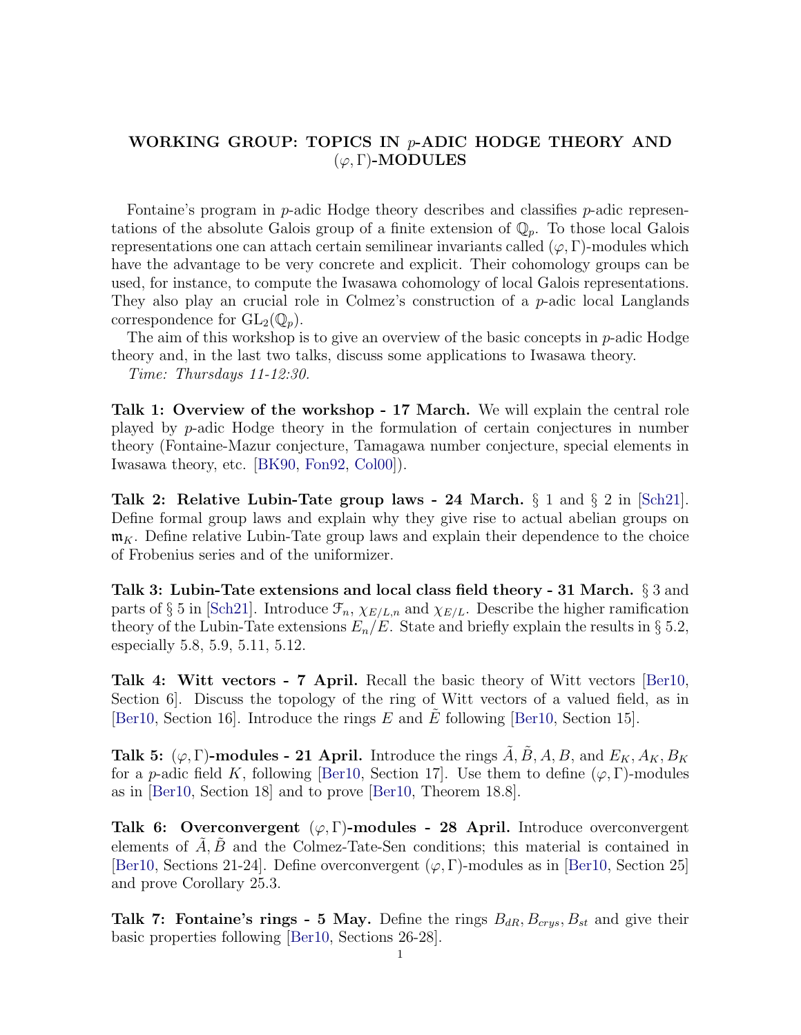# WORKING GROUP: TOPICS IN $p$-ADIC HODGE THEORY AND $(\varphi, \Gamma)$-MODULES

Fontaine's program in $p$-adic Hodge theory describes and classifies $p$-adic representations of the absolute Galois group of a finite extension of $\mathbb{Q}_p$. To those local Galois representations one can attach certain semilinear invariants called $(\varphi, \Gamma)$-modules which have the advantage to be very concrete and explicit. Their cohomology groups can be used, for instance, to compute the Iwasawa cohomology of local Galois representations. They also play an crucial role in Colmez's construction of a $p$-adic local Langlands correspondence for $\mathrm{GL}_2(\mathbb{Q}_p)$.

The aim of this workshop is to give an overview of the basic concepts in $p$-adic Hodge theory and, in the last two talks, discuss some applications to Iwasawa theory.

*Time: Thursdays 11-12:30.*

**Talk 1: Overview of the workshop - 17 March.** We will explain the central role played by $p$-adic Hodge theory in the formulation of certain conjectures in number theory (Fontaine-Mazur conjecture, Tamagawa number conjecture, special elements in Iwasawa theory, etc. [BK90, Fon92, Col00]).

**Talk 2: Relative Lubin-Tate group laws - 24 March.** § 1 and § 2 in [Sch21]. Define formal group laws and explain why they give rise to actual abelian groups on $\mathfrak{m}_K$. Define relative Lubin-Tate group laws and explain their dependence to the choice of Frobenius series and of the uniformizer.

**Talk 3: Lubin-Tate extensions and local class field theory - 31 March.** § 3 and parts of § 5 in [Sch21]. Introduce $\mathcal{F}_n$, $\chi_{E/L,n}$ and $\chi_{E/L}$. Describe the higher ramification theory of the Lubin-Tate extensions $E_n/E$. State and briefly explain the results in § 5.2, especially 5.8, 5.9, 5.11, 5.12.

**Talk 4: Witt vectors - 7 April.** Recall the basic theory of Witt vectors [Ber10, Section 6]. Discuss the topology of the ring of Witt vectors of a valued field, as in [Ber10, Section 16]. Introduce the rings $E$ and $\tilde{E}$ following [Ber10, Section 15].

**Talk 5: $(\varphi, \Gamma)$-modules - 21 April.** Introduce the rings $\tilde{A}, \tilde{B}, A, B$, and $E_K, A_K, B_K$ for a $p$-adic field $K$, following [Ber10, Section 17]. Use them to define $(\varphi, \Gamma)$-modules as in [Ber10, Section 18] and to prove [Ber10, Theorem 18.8].

**Talk 6: Overconvergent $(\varphi, \Gamma)$-modules - 28 April.** Introduce overconvergent elements of $\tilde{A}, \tilde{B}$ and the Colmez-Tate-Sen conditions; this material is contained in [Ber10, Sections 21-24]. Define overconvergent $(\varphi, \Gamma)$-modules as in [Ber10, Section 25] and prove Corollary 25.3.

**Talk 7: Fontaine's rings - 5 May.** Define the rings $B_{dR}, B_{crys}, B_{st}$ and give their basic properties following [Ber10, Sections 26-28].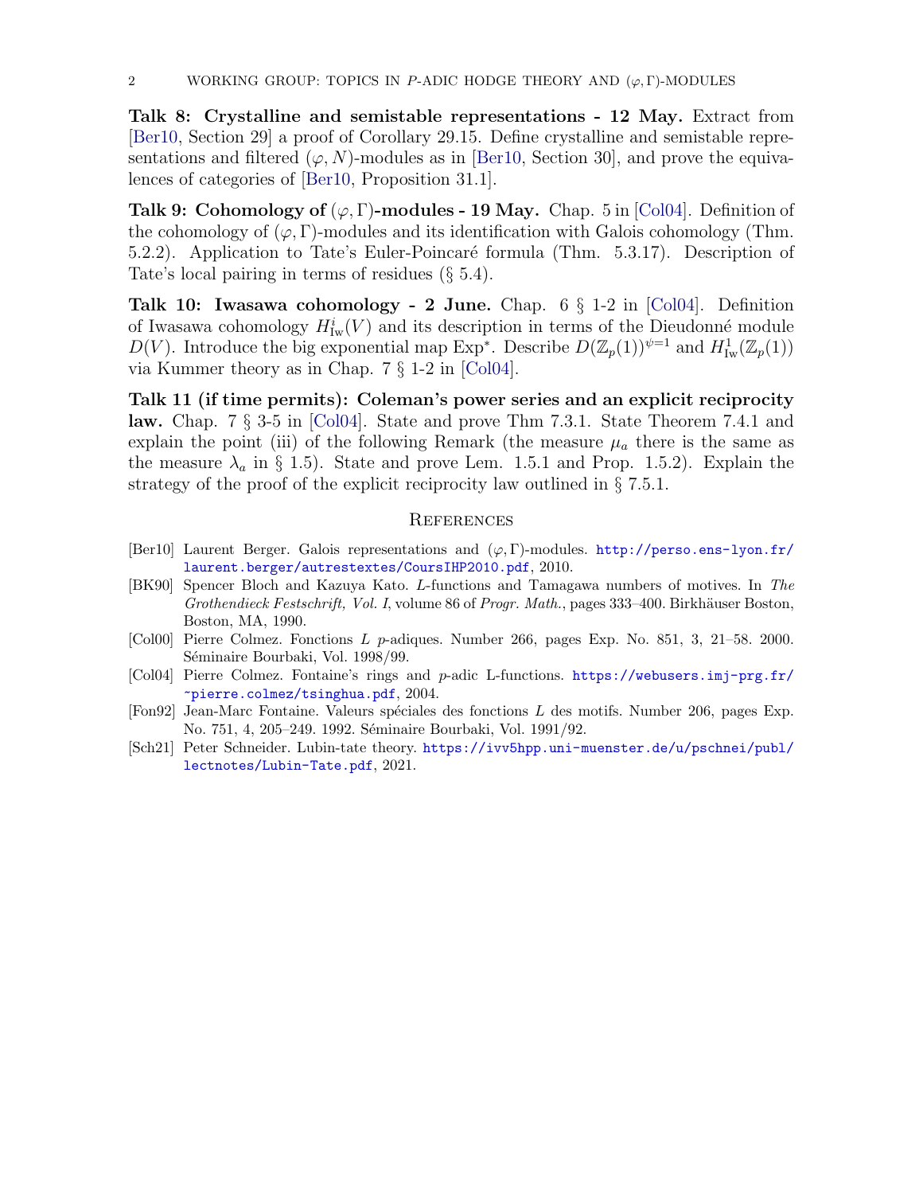**Talk 8: Crystalline and semistable representations - 12 May.** Extract from [Ber10, Section 29] a proof of Corollary 29.15. Define crystalline and semistable representations and filtered $(\varphi, N)$-modules as in [Ber10, Section 30], and prove the equivalences of categories of [Ber10, Proposition 31.1].

**Talk 9: Cohomology of $(\varphi, \Gamma)$-modules - 19 May.** Chap. 5 in [Col04]. Definition of the cohomology of $(\varphi, \Gamma)$-modules and its identification with Galois cohomology (Thm. 5.2.2). Application to Tate's Euler-Poincaré formula (Thm. 5.3.17). Description of Tate's local pairing in terms of residues (§ 5.4).

**Talk 10: Iwasawa cohomology - 2 June.** Chap. 6 § 1-2 in [Col04]. Definition of Iwasawa cohomology $H^i_{\mathrm{Iw}}(V)$ and its description in terms of the Dieudonné module $D(V)$. Introduce the big exponential map $\mathrm{Exp}^*$. Describe $D(\mathbb{Z}_p(1))^{\psi=1}$ and $H^1_{\mathrm{Iw}}(\mathbb{Z}_p(1))$ via Kummer theory as in Chap. 7 § 1-2 in [Col04].

**Talk 11 (if time permits): Coleman's power series and an explicit reciprocity law.** Chap. 7 § 3-5 in [Col04]. State and prove Thm 7.3.1. State Theorem 7.4.1 and explain the point (iii) of the following Remark (the measure $\mu_a$ there is the same as the measure $\lambda_a$ in § 1.5). State and prove Lem. 1.5.1 and Prop. 1.5.2). Explain the strategy of the proof of the explicit reciprocity law outlined in § 7.5.1.

## References

[Ber10] Laurent Berger. Galois representations and $(\varphi, \Gamma)$-modules. http://perso.ens-lyon.fr/laurent.berger/autrestextes/CoursIHP2010.pdf, 2010.

[BK90] Spencer Bloch and Kazuya Kato. $L$-functions and Tamagawa numbers of motives. In *The Grothendieck Festschrift, Vol. I*, volume 86 of *Progr. Math.*, pages 333–400. Birkhäuser Boston, Boston, MA, 1990.

[Col00] Pierre Colmez. Fonctions $L$ $p$-adiques. Number 266, pages Exp. No. 851, 3, 21–58. 2000. Séminaire Bourbaki, Vol. 1998/99.

[Col04] Pierre Colmez. Fontaine's rings and $p$-adic L-functions. https://webusers.imj-prg.fr/~pierre.colmez/tsinghua.pdf, 2004.

[Fon92] Jean-Marc Fontaine. Valeurs spéciales des fonctions $L$ des motifs. Number 206, pages Exp. No. 751, 4, 205–249. 1992. Séminaire Bourbaki, Vol. 1991/92.

[Sch21] Peter Schneider. Lubin-tate theory. https://ivv5hpp.uni-muenster.de/u/pschnei/publ/lectnotes/Lubin-Tate.pdf, 2021.